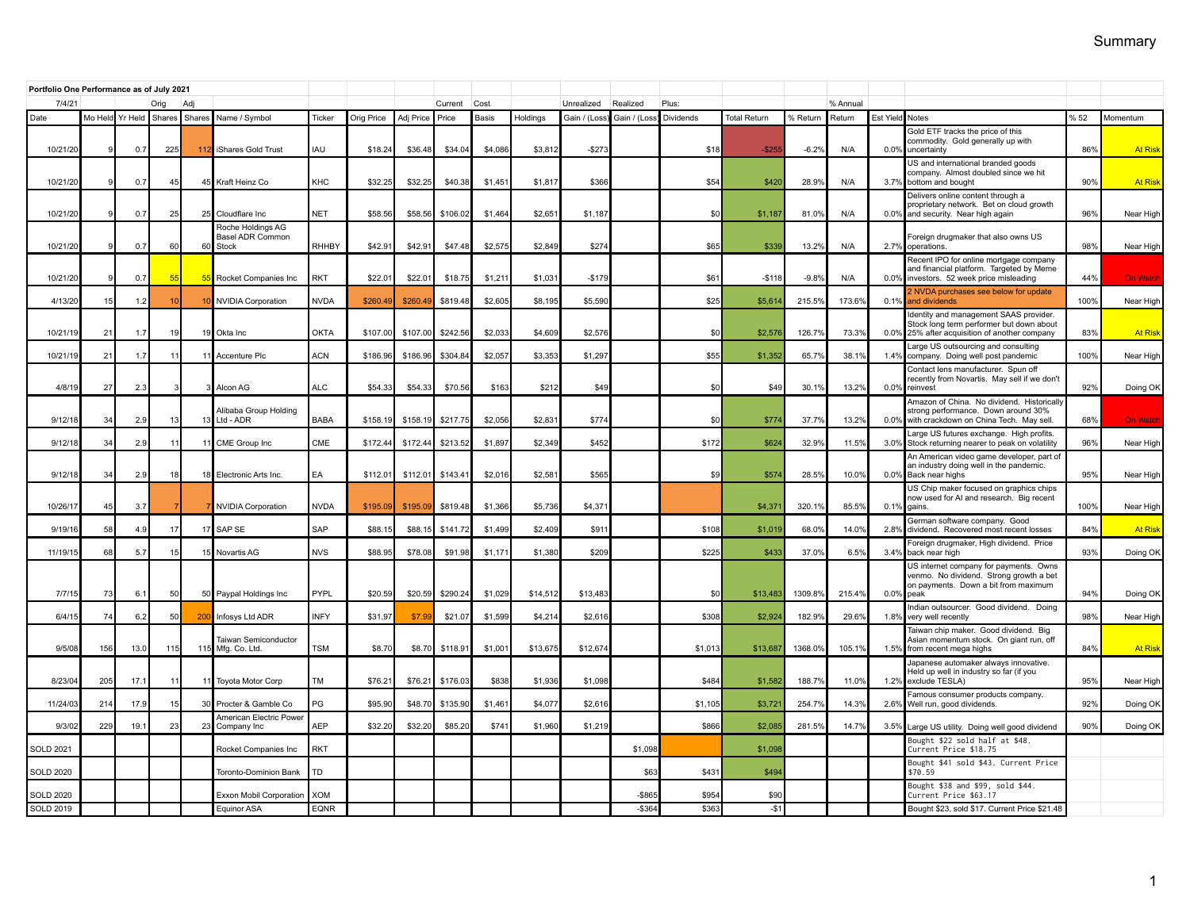Summary

| Portfolio One Performance as of July 2021 | | | | | | | | | | | | | | | | | | | | |
|---|---|---|---|---|---|---|---|---|---|---|---|---|---|---|---|---|---|---|---|---|
| 7/4/21 | | | Orig | Adj | | | | | Current | Cost | | Unrealized | Realized | Plus: | | | % Annual | | | | |
| Date | Mo Held | Yr Held | Shares | Shares | Name / Symbol | Ticker | Orig Price | Adj Price | Price | Basis | Holdings | Gain / (Loss) | Gain / (Loss) | Dividends | Total Return | % Return | Return | Est Yield | Notes | % 52 | Momentum |
| 10/21/20 | 9 | 0.7 | 225 | 112 | iShares Gold Trust | IAU | $18.24 | $36.48 | $34.04 | $4,086 | $3,812 | -$273 | | $18 | -$255 | -6.2% | N/A | 0.0% | Gold ETF tracks the price of this commodity. Gold generally up with uncertainity | 86% | At Risk |
| 10/21/20 | 9 | 0.7 | 45 | 45 | Kraft Heinz Co | KHC | $32.25 | $32.25 | $40.38 | $1,451 | $1,817 | $366 | | $54 | $420 | 28.9% | N/A | 3.7% | US and international branded goods company. Almost doubled since we hit bottom and bought | 90% | At Risk |
| 10/21/20 | 9 | 0.7 | 25 | 25 | Cloudflare Inc | NET | $58.56 | $58.56 | $106.02 | $1,464 | $2,651 | $1,187 | | $0 | $1,187 | 81.0% | N/A | 0.0% | Delivers online content through a proprietary network. Bet on cloud growth and security. Near high again | 96% | Near High |
| 10/21/20 | 9 | 0.7 | 60 | 60 | Roche Holdings AG Basel ADR Common Stock | RHHBY | $42.91 | $42.91 | $47.48 | $2,575 | $2,849 | $274 | | $65 | $339 | 13.2% | N/A | 2.7% | Foreign drugmaker that also owns US operations. | 98% | Near High |
| 10/21/20 | 9 | 0.7 | 55 | 55 | Rocket Companies Inc | RKT | $22.01 | $22.01 | $18.75 | $1,211 | $1,031 | -$179 | | $61 | -$118 | -9.8% | N/A | 0.0% | Recent IPO for online mortgage company and financial platform. Targeted by Meme investors. 52 week price misleading | 44% | On Watch |
| 4/13/20 | 15 | 1.2 | 10 | 10 | NVIDIA Corporation | NVDA | $260.49 | $260.49 | $819.48 | $2,605 | $8,195 | $5,590 | | $25 | $5,614 | 215.5% | 173.6% | 0.1% | 2 NVDA purchases see below for update and dividends | 100% | Near High |
| 10/21/19 | 21 | 1.7 | 19 | 19 | Okta Inc | OKTA | $107.00 | $107.00 | $242.56 | $2,033 | $4,609 | $2,576 | | $0 | $2,576 | 126.7% | 73.3% | 0.0% | Identity and management SAAS provider. Stock long term performer but down about 25% after acquisition of another company | 83% | At Risk |
| 10/21/19 | 21 | 1.7 | 11 | 11 | Accenture Plc | ACN | $186.96 | $186.96 | $304.84 | $2,057 | $3,353 | $1,297 | | $55 | $1,352 | 65.7% | 38.1% | 1.4% | Large US outsourcing and consulting company. Doing well post pandemic | 100% | Near High |
| 4/8/19 | 27 | 2.3 | 3 | 3 | Alcon AG | ALC | $54.33 | $54.33 | $70.56 | $163 | $212 | $49 | | $0 | $49 | 30.1% | 13.2% | 0.0% | Contact lens manufacturer. Spun off recently from Novartis. May sell if we don't reinvest | 92% | Doing OK |
| 9/12/18 | 34 | 2.9 | 13 | 13 | Alibaba Group Holding Ltd - ADR | BABA | $158.19 | $158.19 | $217.75 | $2,056 | $2,831 | $774 | | $0 | $774 | 37.7% | 13.2% | 0.0% | Amazon of China. No dividend. Historically strong performance. Down around 30% with crackdown on China Tech. May sell. | 68% | On Watch |
| 9/12/18 | 34 | 2.9 | 11 | 11 | CME Group Inc | CME | $172.44 | $172.44 | $213.52 | $1,897 | $2,349 | $452 | | $172 | $624 | 32.9% | 11.5% | 3.0% | Large US futures exchange. High profits. Stock returning nearer to peak on volatility | 96% | Near High |
| 9/12/18 | 34 | 2.9 | 18 | 18 | Electronic Arts Inc. | EA | $112.01 | $112.01 | $143.41 | $2,016 | $2,581 | $565 | | $9 | $574 | 28.5% | 10.0% | 0.0% | An American video game developer, part of an industry doing well in the pandemic. Back near highs | 95% | Near High |
| 10/26/17 | 45 | 3.7 | 7 | 7 | NVIDIA Corporation | NVDA | $195.09 | $195.09 | $819.48 | $1,366 | $5,736 | $4,371 | | | $4,371 | 320.1% | 85.5% | 0.1% | US Chip maker focused on graphics chips now used for AI and research. Big recent gains. | 100% | Near High |
| 9/19/16 | 58 | 4.9 | 17 | 17 | SAP SE | SAP | $88.15 | $88.15 | $141.72 | $1,499 | $2,409 | $911 | | $108 | $1,019 | 68.0% | 14.0% | 2.8% | German software company. Good dividend. Recovered most recent losses | 84% | At Risk |
| 11/19/15 | 68 | 5.7 | 15 | 15 | Novartis AG | NVS | $88.95 | $78.08 | $91.98 | $1,171 | $1,380 | $209 | | $225 | $433 | 37.0% | 6.5% | 3.4% | Foreign drugmaker, High dividend. Price back near high | 93% | Doing OK |
| 7/7/15 | 73 | 6.1 | 50 | 50 | Paypal Holdings Inc | PYPL | $20.59 | $20.59 | $290.24 | $1,029 | $14,512 | $13,483 | | $0 | $13,483 | 1309.8% | 215.4% | 0.0% | US internet company for payments. Owns venmo. No dividend. Strong growth a bet on payments. Down a bit from maximum peak | 94% | Doing OK |
| 6/4/15 | 74 | 6.2 | 50 | 200 | Infosys Ltd ADR | INFY | $31.97 | $7.99 | $21.07 | $1,599 | $4,214 | $2,616 | | $308 | $2,924 | 182.9% | 29.6% | 1.8% | Indian outsourcer. Good dividend. Doing very well recently | 98% | Near High |
| 9/5/08 | 156 | 13.0 | 115 | 115 | Taiwan Semiconductor Mfg. Co. Ltd. | TSM | $8.70 | $8.70 | $118.91 | $1,001 | $13,675 | $12,674 | | $1,013 | $13,687 | 1368.0% | 105.1% | 1.5% | Taiwan chip maker. Good dividend. Big Asian momentum stock. On giant run, off from recent mega highs | 84% | At Risk |
| 8/23/04 | 205 | 17.1 | 11 | 11 | Toyota Motor Corp | TM | $76.21 | $76.21 | $176.03 | $838 | $1,936 | $1,098 | | $484 | $1,582 | 188.7% | 11.0% | 1.2% | Japanese automaker always innovative. Held up well in industry so far (if you exclude TESLA) | 95% | Near High |
| 11/24/03 | 214 | 17.9 | 15 | 30 | Procter & Gamble Co | PG | $95.90 | $48.70 | $135.90 | $1,461 | $4,077 | $2,616 | | $1,105 | $3,721 | 254.7% | 14.3% | 2.6% | Famous consumer products company. Well run, good dividends. | 92% | Doing OK |
| 9/3/02 | 229 | 19.1 | 23 | 23 | American Electric Power Company Inc | AEP | $32.20 | $32.20 | $85.20 | $741 | $1,960 | $1,219 | | $866 | $2,085 | 281.5% | 14.7% | 3.5% | Large US utility. Doing well good dividend | 90% | Doing OK |
| SOLD 2021 | | | | | Rocket Companies Inc | RKT | | | | | | | $1,098 | | $1,098 | | | | Bought $22 sold half at $48. Current Price $18.75 | | |
| SOLD 2020 | | | | | Toronto-Dominion Bank | TD | | | | | | | $63 | $431 | $494 | | | | Bought $41 sold $43. Current Price $70.59 | | |
| SOLD 2020 | | | | | Exxon Mobil Corporation | XOM | | | | | | | -$865 | $954 | $90 | | | | Bought $38 and $99, sold $44. Current Price $63.17 | | |
| SOLD 2019 | | | | | Equinor ASA | EQNR | | | | | | | -$364 | $363 | -$1 | | | | Bought $23, sold $17. Current Price $21.48 | | |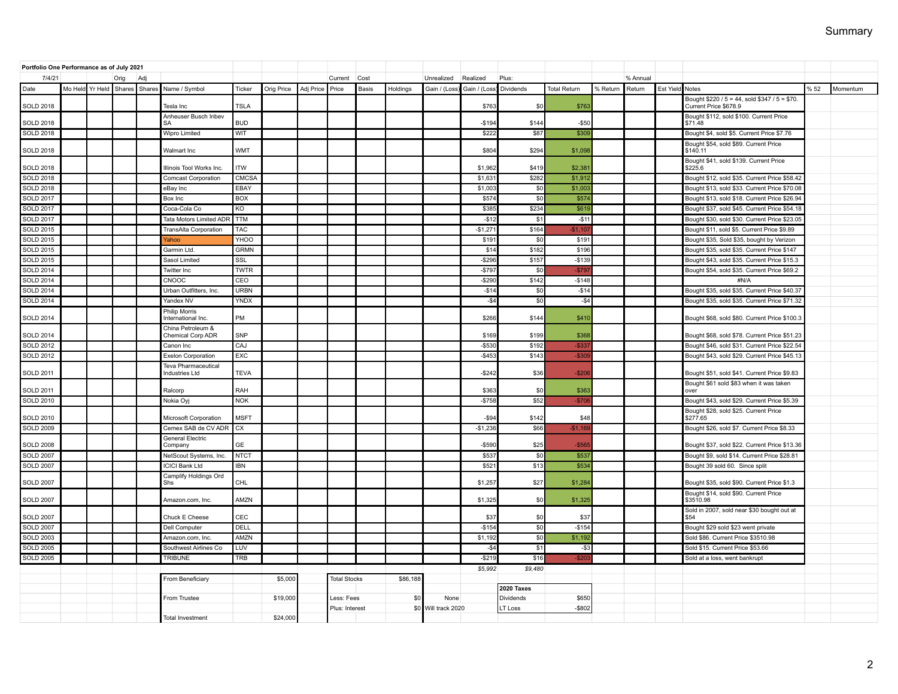Summary

| Portfolio One Performance as of July 2021 | | | | | | | | | | | | | | | | | | | | | |
|---|---|---|---|---|---|---|---|---|---|---|---|---|---|---|---|---|---|---|---|---|---|
| 7/4/21 | | | Orig | Adj | | | | | Current | Cost | | Unrealized | Realized | Plus: | | | % Annual | | | | |
| Date | Mo Held | Yr Held | Shares | Shares | Name / Symbol | Ticker | Orig Price | Adj Price | Price | Basis | Holdings | Gain / (Loss) | Gain / (Loss) | Dividends | Total Return | % Return | Return | Est Yield | Notes | % 52 | Momentum |
| SOLD 2018 | | | | | Tesla Inc | TSLA | | | | | | | $763 | $0 | $763 | | | | Bought $220 / 5 = 44, sold $347 / 5 = $70. Current Price $678.9 | | |
| SOLD 2018 | | | | | Anheuser Busch Inbev SA | BUD | | | | | | | -$194 | $144 | -$50 | | | | Bought $112, sold $100. Current Price $71.48 | | |
| SOLD 2018 | | | | | Wipro Limited | WIT | | | | | | | $222 | $87 | $309 | | | | Bought $4, sold $5. Current Price $7.76 | | |
| SOLD 2018 | | | | | Walmart Inc | WMT | | | | | | | $804 | $294 | $1,098 | | | | Bought $54, sold $89. Current Price $140.11 | | |
| SOLD 2018 | | | | | Illinois Tool Works Inc. | ITW | | | | | | | $1,962 | $419 | $2,381 | | | | Bought $41, sold $139. Current Price $225.6 | | |
| SOLD 2018 | | | | | Comcast Corporation | CMCSA | | | | | | | $1,631 | $282 | $1,912 | | | | Bought $12, sold $35. Current Price $58.42 | | |
| SOLD 2018 | | | | | eBay Inc | EBAY | | | | | | | $1,003 | $0 | $1,003 | | | | Bought $13, sold $33. Current Price $70.08 | | |
| SOLD 2017 | | | | | Box Inc | BOX | | | | | | | $574 | $0 | $574 | | | | Bought $13, sold $18. Current Price $26.94 | | |
| SOLD 2017 | | | | | Coca-Cola Co | KO | | | | | | | $385 | $234 | $619 | | | | Bought $37, sold $45. Current Price $54.18 | | |
| SOLD 2017 | | | | | Tata Motors Limited ADR | TTM | | | | | | | -$12 | $1 | -$11 | | | | Bought $30, sold $30. Current Price $23.05 | | |
| SOLD 2015 | | | | | TransAlta Corporation | TAC | | | | | | | -$1,271 | $164 | -$1,107 | | | | Bought $11, sold $5. Current Price $9.89 | | |
| SOLD 2015 | | | | | Yahoo | YHOO | | | | | | | $191 | $0 | $191 | | | | Bought $35, Sold $35, bought by Verizon | | |
| SOLD 2015 | | | | | Garmin Ltd. | GRMN | | | | | | | $14 | $182 | $196 | | | | Bought $35, sold $35. Current Price $147 | | |
| SOLD 2015 | | | | | Sasol Limited | SSL | | | | | | | -$296 | $157 | -$139 | | | | Bought $43, sold $35. Current Price $15.3 | | |
| SOLD 2014 | | | | | Twitter Inc | TWTR | | | | | | | -$797 | $0 | -$797 | | | | Bought $54, sold $35. Current Price $69.2 | | |
| SOLD 2014 | | | | | CNOOC | CEO | | | | | | | -$290 | $142 | -$148 | | | | #N/A | | |
| SOLD 2014 | | | | | Urban Outfitters, Inc. | URBN | | | | | | | -$14 | $0 | -$14 | | | | Bought $35, sold $35. Current Price $40.37 | | |
| SOLD 2014 | | | | | Yandex NV | YNDX | | | | | | | -$4 | $0 | -$4 | | | | Bought $35, sold $35. Current Price $71.32 | | |
| SOLD 2014 | | | | | Philip Morris International Inc. | PM | | | | | | | $266 | $144 | $410 | | | | Bought $68, sold $80. Current Price $100.3 | | |
| SOLD 2014 | | | | | China Petroleum & Chemical Corp ADR | SNP | | | | | | | $169 | $199 | $368 | | | | Bought $68, sold $78. Current Price $51.23 | | |
| SOLD 2012 | | | | | Canon Inc | CAJ | | | | | | | -$530 | $192 | -$337 | | | | Bought $46, sold $31. Current Price $22.54 | | |
| SOLD 2012 | | | | | Exelon Corporation | EXC | | | | | | | -$453 | $143 | -$309 | | | | Bought $43, sold $29. Current Price $45.13 | | |
| SOLD 2011 | | | | | Teva Pharmaceutical Industries Ltd | TEVA | | | | | | | -$242 | $36 | -$206 | | | | Bought $51, sold $41. Current Price $9.83 | | |
| SOLD 2011 | | | | | Ralcorp | RAH | | | | | | | $363 | $0 | $363 | | | | Bought $61 sold $83 when it was taken over | | |
| SOLD 2010 | | | | | Nokia Oyj | NOK | | | | | | | -$758 | $52 | -$706 | | | | Bought $43, sold $29. Current Price $5.39 | | |
| SOLD 2010 | | | | | Microsoft Corporation | MSFT | | | | | | | -$94 | $142 | $48 | | | | Bought $28, sold $25. Current Price $277.65 | | |
| SOLD 2009 | | | | | Cemex SAB de CV ADR | CX | | | | | | | -$1,236 | $66 | -$1,169 | | | | Bought $26, sold $7. Current Price $8.33 | | |
| SOLD 2008 | | | | | General Electric Company | GE | | | | | | | -$590 | $25 | -$565 | | | | Bought $37, sold $22. Current Price $13.36 | | |
| SOLD 2007 | | | | | NetScout Systems, Inc. | NTCT | | | | | | | $537 | $0 | $537 | | | | Bought $9, sold $14. Current Price $28.81 | | |
| SOLD 2007 | | | | | ICICI Bank Ltd | IBN | | | | | | | $521 | $13 | $534 | | | | Bought 39 sold 60. Since split | | |
| SOLD 2007 | | | | | Camplify Holdings Ord Shs | CHL | | | | | | | $1,257 | $27 | $1,284 | | | | Bought $35, sold $90. Current Price $1.3 | | |
| SOLD 2007 | | | | | Amazon.com, Inc. | AMZN | | | | | | | $1,325 | $0 | $1,325 | | | | Bought $14, sold $90. Current Price $3510.98 | | |
| SOLD 2007 | | | | | Chuck E Cheese | CEC | | | | | | | $37 | $0 | $37 | | | | Sold in 2007, sold near $30 bought out at $54 | | |
| SOLD 2007 | | | | | Dell Computer | DELL | | | | | | | -$154 | $0 | -$154 | | | | Bought $29 sold $23 went private | | |
| SOLD 2003 | | | | | Amazon.com, Inc. | AMZN | | | | | | | $1,192 | $0 | $1,192 | | | | Sold $86. Current Price $3510.98 | | |
| SOLD 2005 | | | | | Southwest Airlines Co | LUV | | | | | | | -$4 | $1 | -$3 | | | | Sold $15. Current Price $53.66 | | |
| SOLD 2005 | | | | | TRIBUNE | TRB | | | | | | | -$219 | $16 | -$203 | | | | Sold at a loss, went bankrupt | | |
| | | | | | | | | | | | | | *$5,992* | *$9,480* | | | | | | | |
| | | | | | From Beneficiary | | $5,000 | | Total Stocks | | $86,188 | | | | | | | | | | |
| | | | | | | | | | | | | | | **2020 Taxes** | | | | | | | |
| | | | | | From Trustee | | $19,000 | | Less: Fees | | $0 | None | | Dividends | $650 | | | | | | |
| | | | | | | | | | Plus: Interest | | $0 | Will track 2020 | | LT Loss | -$802 | | | | | | |
| | | | | | Total Investment | | $24,000 | | | | | | | | | | | | | | |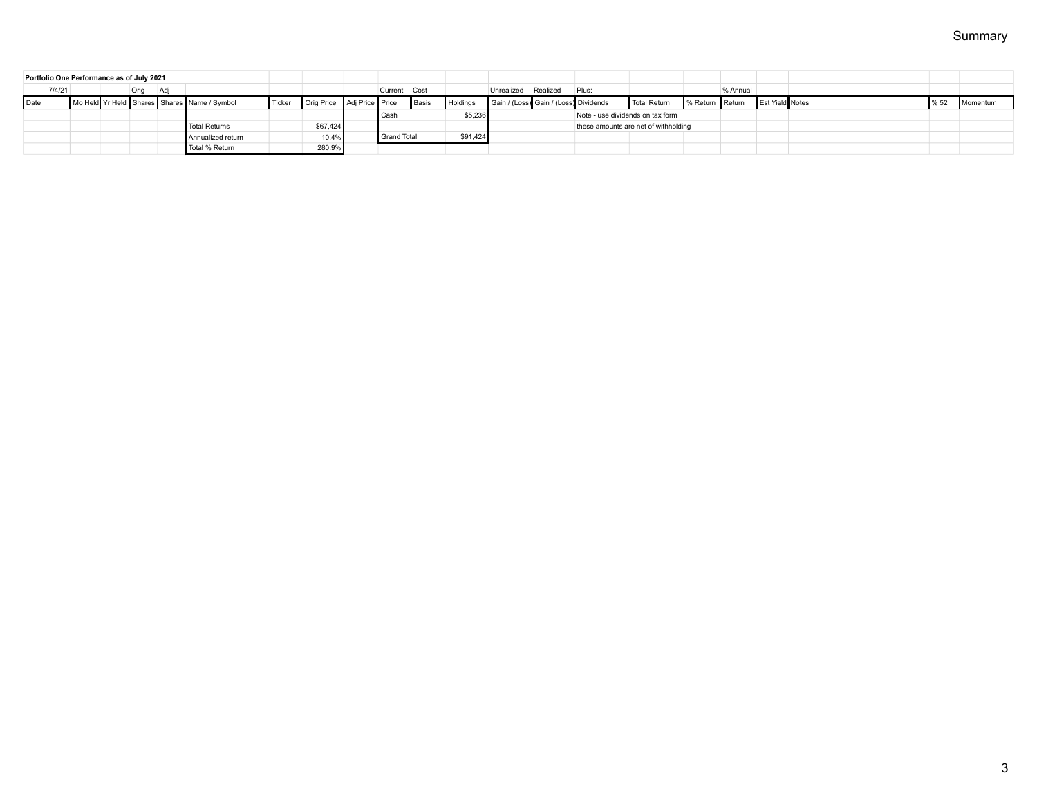**Portfolio One Performance as of July 2021**

| 7/4/21 | | | Orig | Adj | | | | | Current | Cost | | Unrealized | Realized | Plus: | | | % Annual | | | | | |
|---|---|---|---|---|---|---|---|---|---|---|---|---|---|---|---|---|---|---|---|---|---|---|
| Date | Mo Held | Yr Held | Shares | Shares | Name / Symbol | Ticker | Orig Price | Adj Price | Price | Basis | Holdings | Gain / (Loss) | Gain / (Loss) | Dividends | Total Return | % Return | Return | Est Yield | Notes | | % 52 | Momentum |
| | | | | | | | | | Cash | | $5,236 | | | Note - use dividends on tax form | | | | | | | | |
| | | | | | Total Returns | | $67,424 | | | | | | | these amounts are net of withholding | | | | | | | | |
| | | | | | Annualized return | | 10.4% | | Grand Total | | $91,424 | | | | | | | | | | | |
| | | | | | Total % Return | | 280.9% | | | | | | | | | | | | | | | |